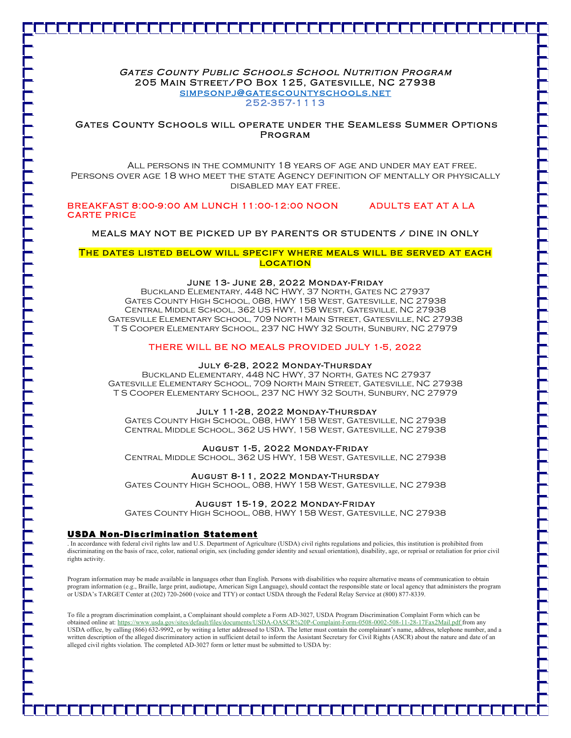## Gates County Public Schools School Nutrition Program

**205 Main Street/PO Box 125, Gatesville, NC 27938**

simpsonpj@gatescountyschools.net

252-357-1113

### Gates County Schools will operate under the Seamless Summer Options Program

All persons in the community 18 years of age and under may eat free. Persons over age 18 who meet the state Agency definition of mentally or physically disabled may eat free.

**BREAKFAST 8:00-9:00 AM LUNCH 11:00-12:00 NOON ADULTS EAT AT A LA CARTE PRICE**

MEALS MAY NOT BE PICKED UP BY PARENTS OR STUDENTS / DINE IN ONLY

**The dates listed below will specify where meals will be served at each location**

**June 13- June 28, 2022 Monday-Friday**

Buckland Elementary, 448 NC HWY, 37 North, Gates NC 27937
Gates County High School, 088, HWY 158 West, Gatesville, NC 27938
Central Middle School, 362 US HWY, 158 West, Gatesville, NC 27938
Gatesville Elementary School, 709 North Main Street, Gatesville, NC 27938
T S Cooper Elementary School, 237 NC HWY 32 South, Sunbury, NC 27979

**THERE WILL BE NO MEALS PROVIDED JULY 1-5, 2022**

**July 6-28, 2022 Monday-Thursday**

Buckland Elementary, 448 NC HWY, 37 North, Gates NC 27937
Gatesville Elementary School, 709 North Main Street, Gatesville, NC 27938
T S Cooper Elementary School, 237 NC HWY 32 South, Sunbury, NC 27979

**July 11-28, 2022 Monday-Thursday**

Gates County High School, 088, HWY 158 West, Gatesville, NC 27938
Central Middle School, 362 US HWY, 158 West, Gatesville, NC 27938

**August 1-5, 2022 Monday-Friday**

Central Middle School, 362 US HWY, 158 West, Gatesville, NC 27938

**August 8-11, 2022 Monday-Thursday**

Gates County High School, 088, HWY 158 West, Gatesville, NC 27938

**August 15-19, 2022 Monday-Friday**

Gates County High School, 088, HWY 158 West, Gatesville, NC 27938

### USDA Non-Discrimination Statement

. In accordance with federal civil rights law and U.S. Department of Agriculture (USDA) civil rights regulations and policies, this institution is prohibited from discriminating on the basis of race, color, national origin, sex (including gender identity and sexual orientation), disability, age, or reprisal or retaliation for prior civil rights activity.

Program information may be made available in languages other than English. Persons with disabilities who require alternative means of communication to obtain program information (e.g., Braille, large print, audiotape, American Sign Language), should contact the responsible state or local agency that administers the program or USDA's TARGET Center at (202) 720-2600 (voice and TTY) or contact USDA through the Federal Relay Service at (800) 877-8339.

To file a program discrimination complaint, a Complainant should complete a Form AD-3027, USDA Program Discrimination Complaint Form which can be obtained online at: https://www.usda.gov/sites/default/files/documents/USDA-OASCR%20P-Complaint-Form-0508-0002-508-11-28-17Fax2Mail.pdf from any USDA office, by calling (866) 632-9992, or by writing a letter addressed to USDA. The letter must contain the complainant's name, address, telephone number, and a written description of the alleged discriminatory action in sufficient detail to inform the Assistant Secretary for Civil Rights (ASCR) about the nature and date of an alleged civil rights violation. The completed AD-3027 form or letter must be submitted to USDA by: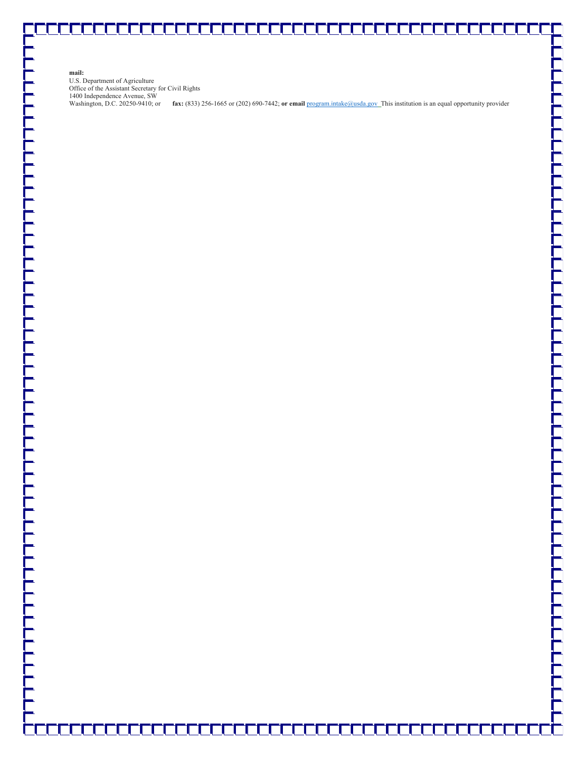**mail:**
U.S. Department of Agriculture
Office of the Assistant Secretary for Civil Rights
1400 Independence Avenue, SW
Washington, D.C. 20250-9410; or **fax:** (833) 256-1665 or (202) 690-7442; **or email** program.intake@usda.gov This institution is an equal opportunity provider